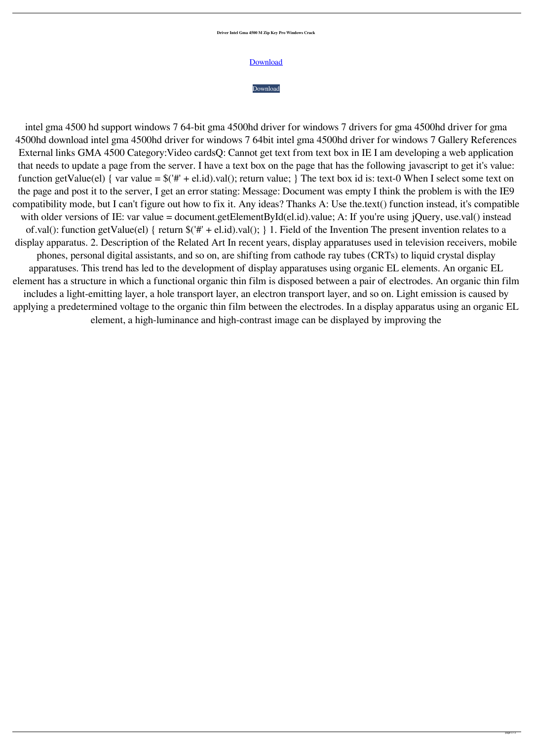**Driver Intel Gma 4500 M Zip Key Pro Windows Crack**

Download

Download

intel gma 4500 hd support windows 7 64-bit gma 4500hd driver for windows 7 drivers for gma 4500hd driver for gma 4500hd download intel gma 4500hd driver for windows 7 64bit intel gma 4500hd driver for windows 7 Gallery References External links GMA 4500 Category:Video cardsQ: Cannot get text from text box in IE I am developing a web application that needs to update a page from the server. I have a text box on the page that has the following javascript to get it's value: function getValue(el) { var value = $('#' + el.id).val(); return value; } The text box id is: text-0 When I select some text on the page and post it to the server, I get an error stating: Message: Document was empty I think the problem is with the IE9 compatibility mode, but I can't figure out how to fix it. Any ideas? Thanks A: Use the.text() function instead, it's compatible with older versions of IE: var value = document.getElementById(el.id).value; A: If you're using jQuery, use.val() instead of.val(): function getValue(el) { return $('#' + el.id).val(); } 1. Field of the Invention The present invention relates to a display apparatus. 2. Description of the Related Art In recent years, display apparatuses used in television receivers, mobile phones, personal digital assistants, and so on, are shifting from cathode ray tubes (CRTs) to liquid crystal display apparatuses. This trend has led to the development of display apparatuses using organic EL elements. An organic EL element has a structure in which a functional organic thin film is disposed between a pair of electrodes. An organic thin film includes a light-emitting layer, a hole transport layer, an electron transport layer, and so on. Light emission is caused by applying a predetermined voltage to the organic thin film between the electrodes. In a display apparatus using an organic EL element, a high-luminance and high-contrast image can be displayed by improving the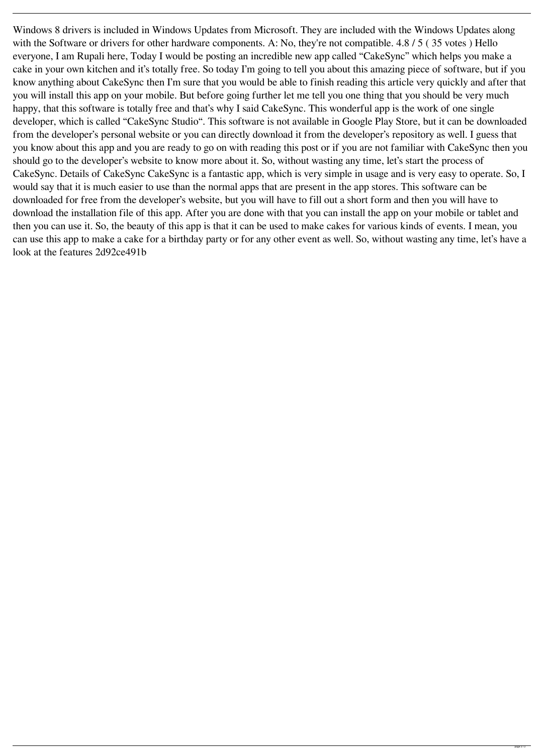Windows 8 drivers is included in Windows Updates from Microsoft. They are included with the Windows Updates along with the Software or drivers for other hardware components. A: No, they're not compatible. 4.8 / 5 ( 35 votes ) Hello everyone, I am Rupali here, Today I would be posting an incredible new app called "CakeSync" which helps you make a cake in your own kitchen and it's totally free. So today I'm going to tell you about this amazing piece of software, but if you know anything about CakeSync then I'm sure that you would be able to finish reading this article very quickly and after that you will install this app on your mobile. But before going further let me tell you one thing that you should be very much happy, that this software is totally free and that's why I said CakeSync. This wonderful app is the work of one single developer, which is called "CakeSync Studio". This software is not available in Google Play Store, but it can be downloaded from the developer's personal website or you can directly download it from the developer's repository as well. I guess that you know about this app and you are ready to go on with reading this post or if you are not familiar with CakeSync then you should go to the developer's website to know more about it. So, without wasting any time, let's start the process of CakeSync. Details of CakeSync CakeSync is a fantastic app, which is very simple in usage and is very easy to operate. So, I would say that it is much easier to use than the normal apps that are present in the app stores. This software can be downloaded for free from the developer's website, but you will have to fill out a short form and then you will have to download the installation file of this app. After you are done with that you can install the app on your mobile or tablet and then you can use it. So, the beauty of this app is that it can be used to make cakes for various kinds of events. I mean, you can use this app to make a cake for a birthday party or for any other event as well. So, without wasting any time, let's have a look at the features 2d92ce491b